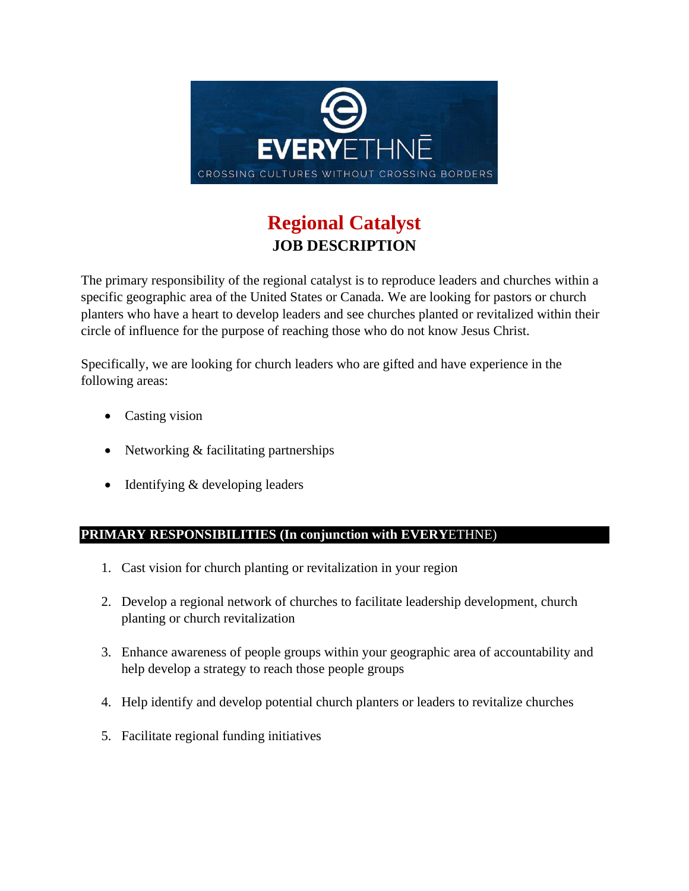# Regional Catalyst

## JOB DESCRIPTION

The primary responsibility of the regional catalyst is to reproduce leaders and churches within a specific geographic area of the United States or Canada. We are looking for pastors or church planters who have a heart to develop leaders and see churches planted or revitalized within their circle of influence for the purpose of reaching those who do not know Jesus Christ.

Specifically, we are looking for church leaders who are gifted and have experience in the following areas:

- Casting vision
- Networking & facilitating partnerships
- Identifying & developing leaders

### PRIMARY RESPONSIBILITIES (In conjunction with EVERYETHNE)

1. Cast vision for church planting or revitalization in your region
2. Develop a regional network of churches to facilitate leadership development, church planting or church revitalization
3. Enhance awareness of people groups within your geographic area of accountability and help develop a strategy to reach those people groups
4. Help identify and develop potential church planters or leaders to revitalize churches
5. Facilitate regional funding initiatives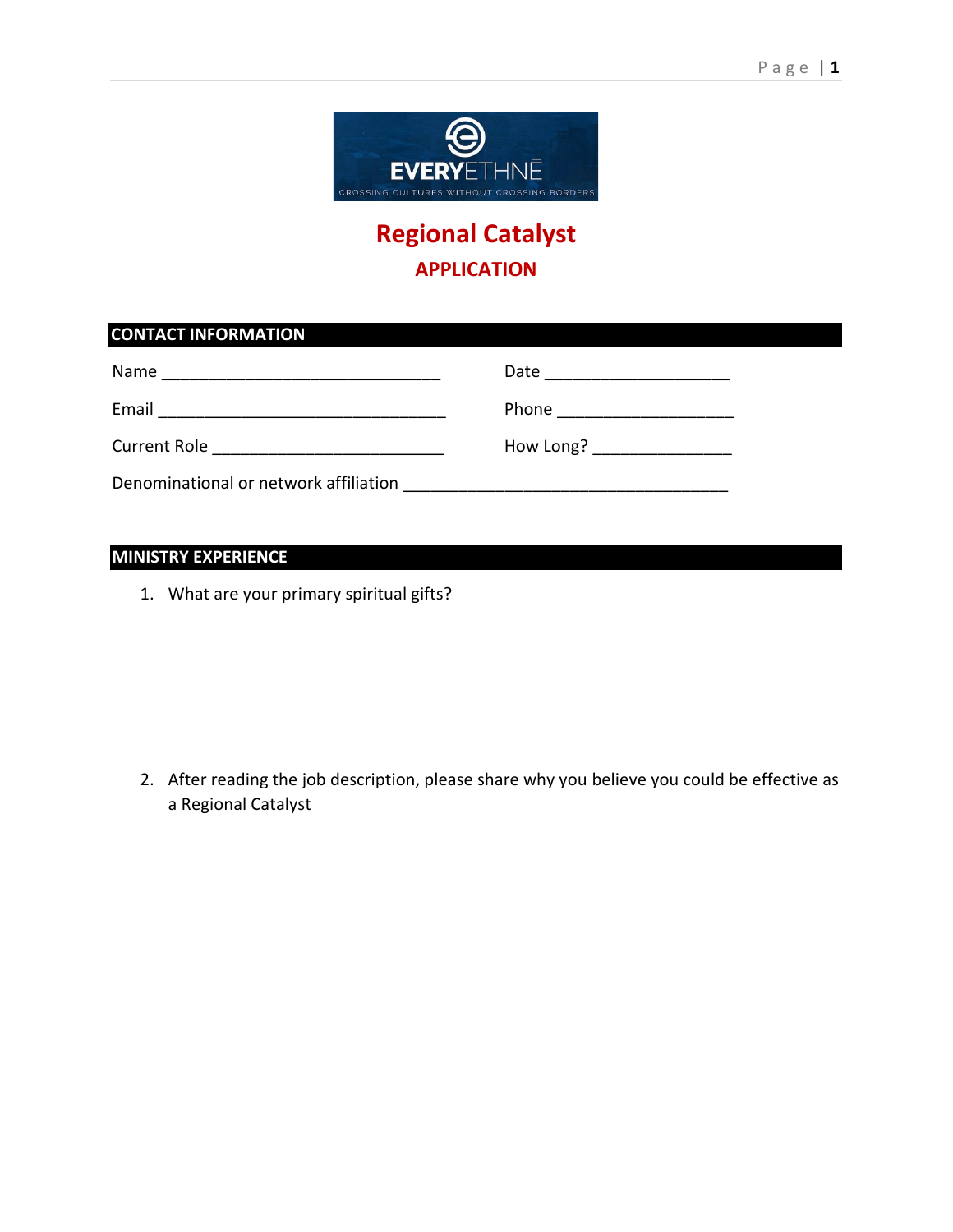EVERYETHNĒ
CROSSING CULTURES WITHOUT CROSSING BORDERS

# Regional Catalyst

## APPLICATION

### CONTACT INFORMATION

Name ______________________________ Date ____________________

Email ______________________________ Phone ___________________

Current Role _________________________ How Long? ______________

Denominational or network affiliation ___________________________________

### MINISTRY EXPERIENCE

1. What are your primary spiritual gifts?

2. After reading the job description, please share why you believe you could be effective as a Regional Catalyst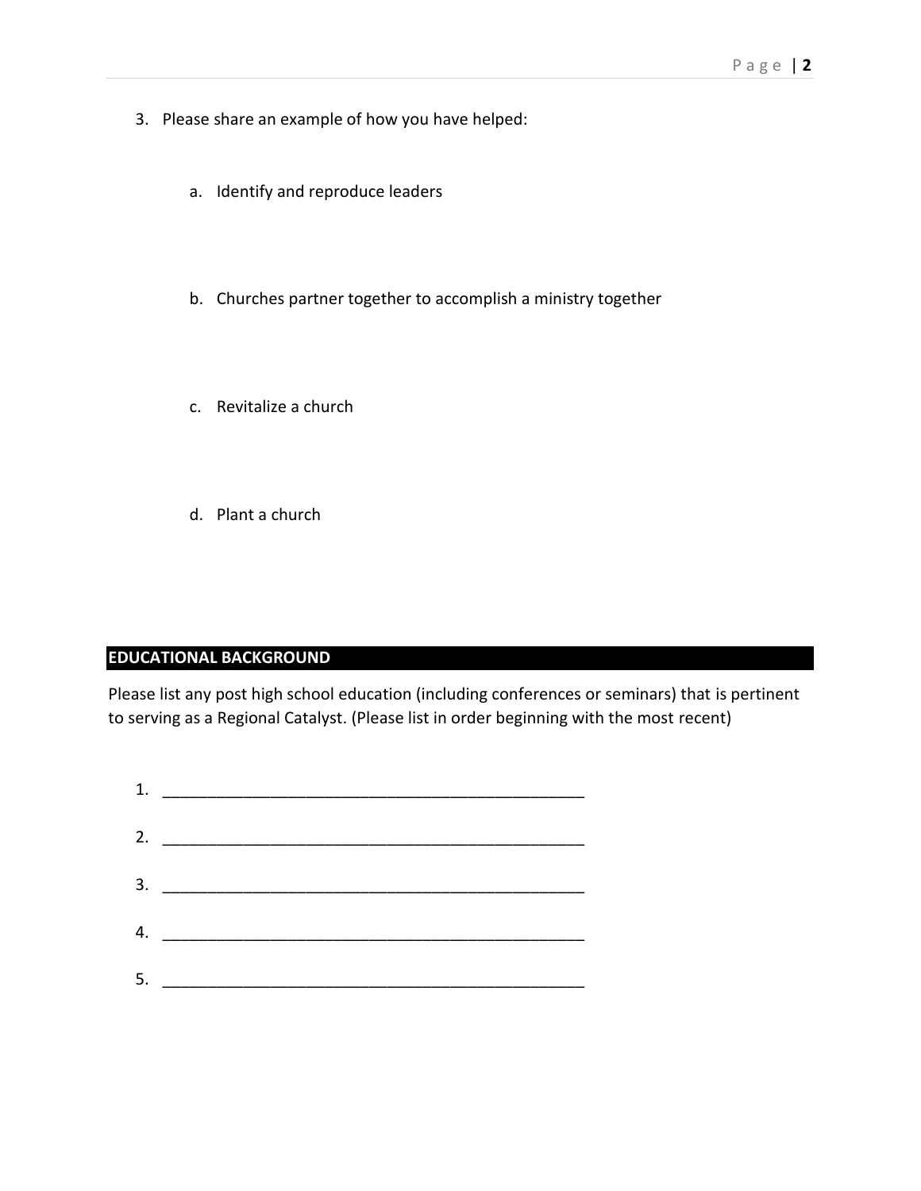3. Please share an example of how you have helped:

    a. Identify and reproduce leaders

    b. Churches partner together to accomplish a ministry together

    c. Revitalize a church

    d. Plant a church

## EDUCATIONAL BACKGROUND

Please list any post high school education (including conferences or seminars) that is pertinent to serving as a Regional Catalyst. (Please list in order beginning with the most recent)

1. ________________________________________________
2. ________________________________________________
3. ________________________________________________
4. ________________________________________________
5. ________________________________________________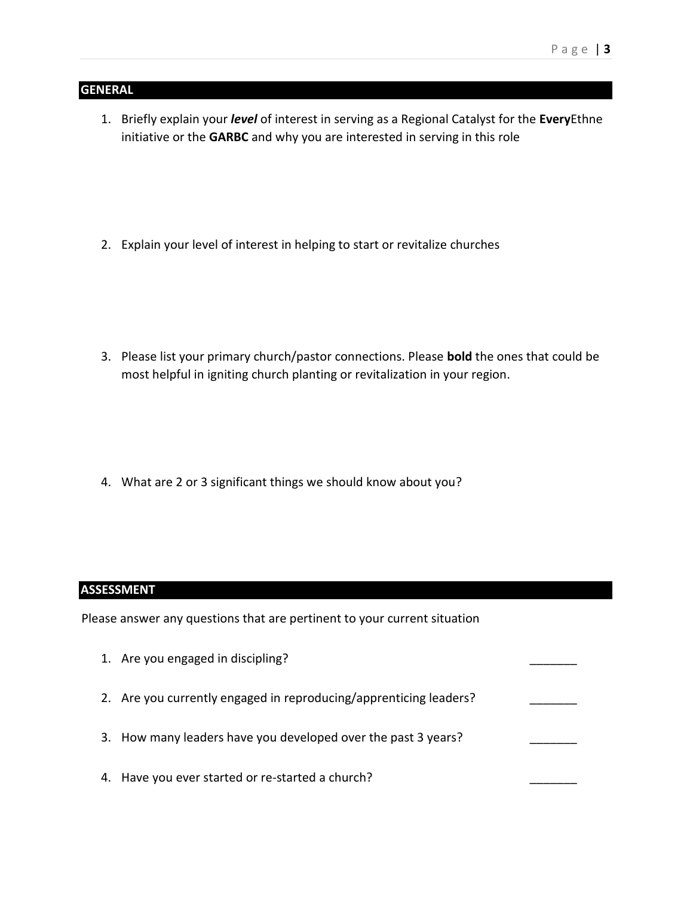## GENERAL

1. Briefly explain your ***level*** of interest in serving as a Regional Catalyst for the **Every**Ethne initiative or the **GARBC** and why you are interested in serving in this role

2. Explain your level of interest in helping to start or revitalize churches

3. Please list your primary church/pastor connections. Please **bold** the ones that could be most helpful in igniting church planting or revitalization in your region.

4. What are 2 or 3 significant things we should know about you?

## ASSESSMENT

Please answer any questions that are pertinent to your current situation

1. Are you engaged in discipling? _______

2. Are you currently engaged in reproducing/apprenticing leaders? _______

3. How many leaders have you developed over the past 3 years? _______

4. Have you ever started or re-started a church? _______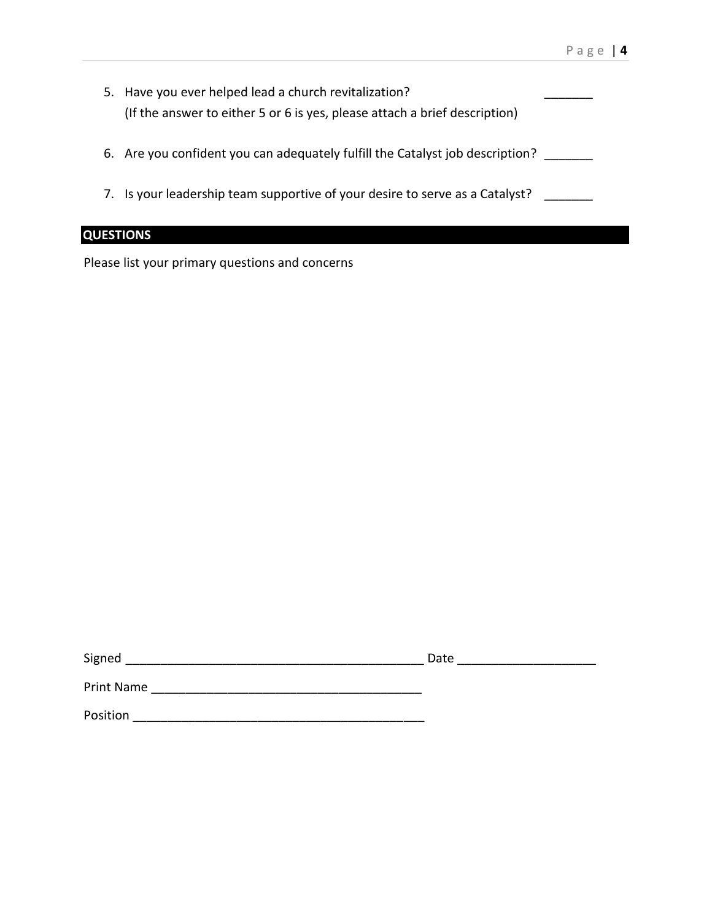5. Have you ever helped lead a church revitalization? _______
   (If the answer to either 5 or 6 is yes, please attach a brief description)

6. Are you confident you can adequately fulfill the Catalyst job description? _______

7. Is your leadership team supportive of your desire to serve as a Catalyst? _______

## QUESTIONS

Please list your primary questions and concerns

Signed _____________________________________________ Date ____________________

Print Name ________________________________________

Position ___________________________________________